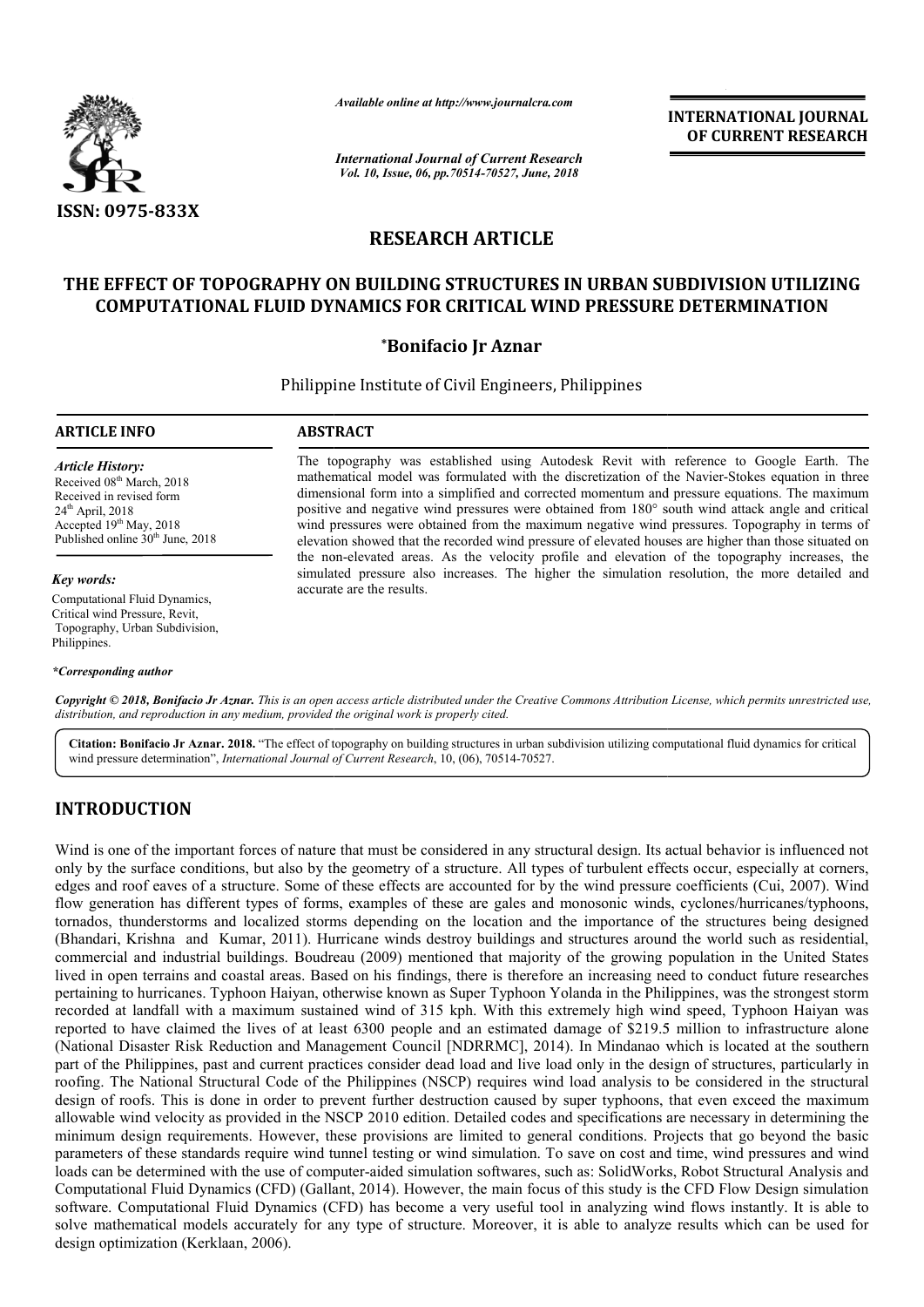ISSN: 0975-833X

*Available online at http://www.journalcra.com*

*International Journal of Current Research*
*Vol. 10, Issue, 06, pp.70514-70527, June, 2018*

**INTERNATIONAL JOURNAL OF CURRENT RESEARCH**

# RESEARCH ARTICLE

# THE EFFECT OF TOPOGRAPHY ON BUILDING STRUCTURES IN URBAN SUBDIVISION UTILIZING COMPUTATIONAL FLUID DYNAMICS FOR CRITICAL WIND PRESSURE DETERMINATION

**\*Bonifacio Jr Aznar**

Philippine Institute of Civil Engineers, Philippines

**ARTICLE INFO**

*Article History:*
Received 08th March, 2018
Received in revised form
24th April, 2018
Accepted 19th May, 2018
Published online 30th June, 2018

*Key words:*
Computational Fluid Dynamics, Critical wind Pressure, Revit, Topography, Urban Subdivision, Philippines.

*\*Corresponding author*

**ABSTRACT**

The topography was established using Autodesk Revit with reference to Google Earth. The mathematical model was formulated with the discretization of the Navier-Stokes equation in three dimensional form into a simplified and corrected momentum and pressure equations. The maximum positive and negative wind pressures were obtained from 180° south wind attack angle and critical wind pressures were obtained from the maximum negative wind pressures. Topography in terms of elevation showed that the recorded wind pressure of elevated houses are higher than those situated on the non-elevated areas. As the velocity profile and elevation of the topography increases, the simulated pressure also increases. The higher the simulation resolution, the more detailed and accurate are the results.

***Copyright © 2018, Bonifacio Jr Aznar.*** *This is an open access article distributed under the Creative Commons Attribution License, which permits unrestricted use, distribution, and reproduction in any medium, provided the original work is properly cited.*

**Citation: Bonifacio Jr Aznar. 2018.** "The effect of topography on building structures in urban subdivision utilizing computational fluid dynamics for critical wind pressure determination", *International Journal of Current Research*, 10, (06), 70514-70527.

## INTRODUCTION

Wind is one of the important forces of nature that must be considered in any structural design. Its actual behavior is influenced not only by the surface conditions, but also by the geometry of a structure. All types of turbulent effects occur, especially at corners, edges and roof eaves of a structure. Some of these effects are accounted for by the wind pressure coefficients (Cui, 2007). Wind flow generation has different types of forms, examples of these are gales and monosonic winds, cyclones/hurricanes/typhoons, tornados, thunderstorms and localized storms depending on the location and the importance of the structures being designed (Bhandari, Krishna and Kumar, 2011). Hurricane winds destroy buildings and structures around the world such as residential, commercial and industrial buildings. Boudreau (2009) mentioned that majority of the growing population in the United States lived in open terrains and coastal areas. Based on his findings, there is therefore an increasing need to conduct future researches pertaining to hurricanes. Typhoon Haiyan, otherwise known as Super Typhoon Yolanda in the Philippines, was the strongest storm recorded at landfall with a maximum sustained wind of 315 kph. With this extremely high wind speed, Typhoon Haiyan was reported to have claimed the lives of at least 6300 people and an estimated damage of $219.5 million to infrastructure alone (National Disaster Risk Reduction and Management Council [NDRRMC], 2014). In Mindanao which is located at the southern part of the Philippines, past and current practices consider dead load and live load only in the design of structures, particularly in roofing. The National Structural Code of the Philippines (NSCP) requires wind load analysis to be considered in the structural design of roofs. This is done in order to prevent further destruction caused by super typhoons, that even exceed the maximum allowable wind velocity as provided in the NSCP 2010 edition. Detailed codes and specifications are necessary in determining the minimum design requirements. However, these provisions are limited to general conditions. Projects that go beyond the basic parameters of these standards require wind tunnel testing or wind simulation. To save on cost and time, wind pressures and wind loads can be determined with the use of computer-aided simulation softwares, such as: SolidWorks, Robot Structural Analysis and Computational Fluid Dynamics (CFD) (Gallant, 2014). However, the main focus of this study is the CFD Flow Design simulation software. Computational Fluid Dynamics (CFD) has become a very useful tool in analyzing wind flows instantly. It is able to solve mathematical models accurately for any type of structure. Moreover, it is able to analyze results which can be used for design optimization (Kerklaan, 2006).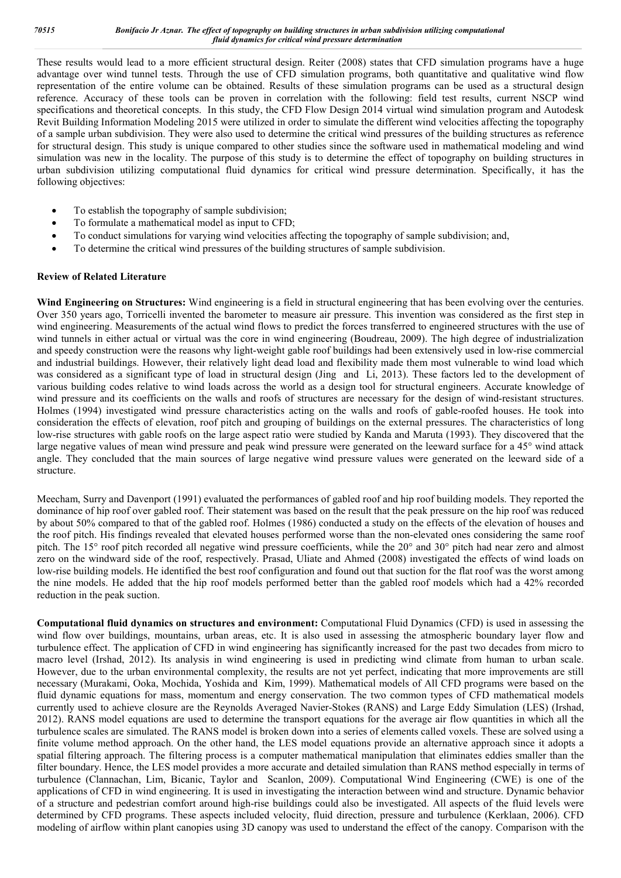These results would lead to a more efficient structural design. Reiter (2008) states that CFD simulation programs have a huge advantage over wind tunnel tests. Through the use of CFD simulation programs, both quantitative and qualitative wind flow representation of the entire volume can be obtained. Results of these simulation programs can be used as a structural design reference. Accuracy of these tools can be proven in correlation with the following: field test results, current NSCP wind specifications and theoretical concepts. In this study, the CFD Flow Design 2014 virtual wind simulation program and Autodesk Revit Building Information Modeling 2015 were utilized in order to simulate the different wind velocities affecting the topography of a sample urban subdivision. They were also used to determine the critical wind pressures of the building structures as reference for structural design. This study is unique compared to other studies since the software used in mathematical modeling and wind simulation was new in the locality. The purpose of this study is to determine the effect of topography on building structures in urban subdivision utilizing computational fluid dynamics for critical wind pressure determination. Specifically, it has the following objectives:

- To establish the topography of sample subdivision;
- To formulate a mathematical model as input to CFD;
- To conduct simulations for varying wind velocities affecting the topography of sample subdivision; and,
- To determine the critical wind pressures of the building structures of sample subdivision.

## Review of Related Literature

**Wind Engineering on Structures:** Wind engineering is a field in structural engineering that has been evolving over the centuries. Over 350 years ago, Torricelli invented the barometer to measure air pressure. This invention was considered as the first step in wind engineering. Measurements of the actual wind flows to predict the forces transferred to engineered structures with the use of wind tunnels in either actual or virtual was the core in wind engineering (Boudreau, 2009). The high degree of industrialization and speedy construction were the reasons why light-weight gable roof buildings had been extensively used in low-rise commercial and industrial buildings. However, their relatively light dead load and flexibility made them most vulnerable to wind load which was considered as a significant type of load in structural design (Jing and Li, 2013). These factors led to the development of various building codes relative to wind loads across the world as a design tool for structural engineers. Accurate knowledge of wind pressure and its coefficients on the walls and roofs of structures are necessary for the design of wind-resistant structures. Holmes (1994) investigated wind pressure characteristics acting on the walls and roofs of gable-roofed houses. He took into consideration the effects of elevation, roof pitch and grouping of buildings on the external pressures. The characteristics of long low-rise structures with gable roofs on the large aspect ratio were studied by Kanda and Maruta (1993). They discovered that the large negative values of mean wind pressure and peak wind pressure were generated on the leeward surface for a 45° wind attack angle. They concluded that the main sources of large negative wind pressure values were generated on the leeward side of a structure.

Meecham, Surry and Davenport (1991) evaluated the performances of gabled roof and hip roof building models. They reported the dominance of hip roof over gabled roof. Their statement was based on the result that the peak pressure on the hip roof was reduced by about 50% compared to that of the gabled roof. Holmes (1986) conducted a study on the effects of the elevation of houses and the roof pitch. His findings revealed that elevated houses performed worse than the non-elevated ones considering the same roof pitch. The 15° roof pitch recorded all negative wind pressure coefficients, while the 20° and 30° pitch had near zero and almost zero on the windward side of the roof, respectively. Prasad, Uliate and Ahmed (2008) investigated the effects of wind loads on low-rise building models. He identified the best roof configuration and found out that suction for the flat roof was the worst among the nine models. He added that the hip roof models performed better than the gabled roof models which had a 42% recorded reduction in the peak suction.

**Computational fluid dynamics on structures and environment:** Computational Fluid Dynamics (CFD) is used in assessing the wind flow over buildings, mountains, urban areas, etc. It is also used in assessing the atmospheric boundary layer flow and turbulence effect. The application of CFD in wind engineering has significantly increased for the past two decades from micro to macro level (Irshad, 2012). Its analysis in wind engineering is used in predicting wind climate from human to urban scale. However, due to the urban environmental complexity, the results are not yet perfect, indicating that more improvements are still necessary (Murakami, Ooka, Mochida, Yoshida and Kim, 1999). Mathematical models of All CFD programs were based on the fluid dynamic equations for mass, momentum and energy conservation. The two common types of CFD mathematical models currently used to achieve closure are the Reynolds Averaged Navier-Stokes (RANS) and Large Eddy Simulation (LES) (Irshad, 2012). RANS model equations are used to determine the transport equations for the average air flow quantities in which all the turbulence scales are simulated. The RANS model is broken down into a series of elements called voxels. These are solved using a finite volume method approach. On the other hand, the LES model equations provide an alternative approach since it adopts a spatial filtering approach. The filtering process is a computer mathematical manipulation that eliminates eddies smaller than the filter boundary. Hence, the LES model provides a more accurate and detailed simulation than RANS method especially in terms of turbulence (Clannachan, Lim, Bicanic, Taylor and Scanlon, 2009). Computational Wind Engineering (CWE) is one of the applications of CFD in wind engineering. It is used in investigating the interaction between wind and structure. Dynamic behavior of a structure and pedestrian comfort around high-rise buildings could also be investigated. All aspects of the fluid levels were determined by CFD programs. These aspects included velocity, fluid direction, pressure and turbulence (Kerklaan, 2006). CFD modeling of airflow within plant canopies using 3D canopy was used to understand the effect of the canopy. Comparison with the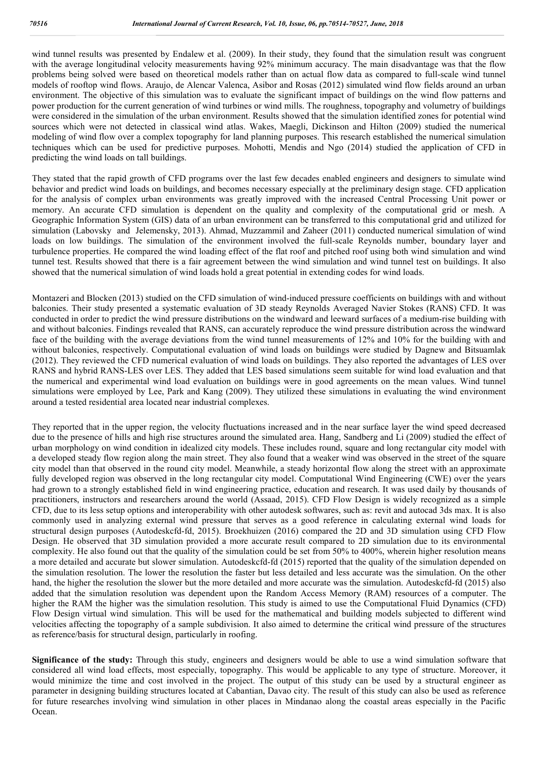wind tunnel results was presented by Endalew et al. (2009). In their study, they found that the simulation result was congruent with the average longitudinal velocity measurements having 92% minimum accuracy. The main disadvantage was that the flow problems being solved were based on theoretical models rather than on actual flow data as compared to full-scale wind tunnel models of rooftop wind flows. Araujo, de Alencar Valenca, Asibor and Rosas (2012) simulated wind flow fields around an urban environment. The objective of this simulation was to evaluate the significant impact of buildings on the wind flow patterns and power production for the current generation of wind turbines or wind mills. The roughness, topography and volumetry of buildings were considered in the simulation of the urban environment. Results showed that the simulation identified zones for potential wind sources which were not detected in classical wind atlas. Wakes, Maegli, Dickinson and Hilton (2009) studied the numerical modeling of wind flow over a complex topography for land planning purposes. This research established the numerical simulation techniques which can be used for predictive purposes. Mohotti, Mendis and Ngo (2014) studied the application of CFD in predicting the wind loads on tall buildings.

They stated that the rapid growth of CFD programs over the last few decades enabled engineers and designers to simulate wind behavior and predict wind loads on buildings, and becomes necessary especially at the preliminary design stage. CFD application for the analysis of complex urban environments was greatly improved with the increased Central Processing Unit power or memory. An accurate CFD simulation is dependent on the quality and complexity of the computational grid or mesh. A Geographic Information System (GIS) data of an urban environment can be transferred to this computational grid and utilized for simulation (Labovsky and Jelemensky, 2013). Ahmad, Muzzammil and Zaheer (2011) conducted numerical simulation of wind loads on low buildings. The simulation of the environment involved the full-scale Reynolds number, boundary layer and turbulence properties. He compared the wind loading effect of the flat roof and pitched roof using both wind simulation and wind tunnel test. Results showed that there is a fair agreement between the wind simulation and wind tunnel test on buildings. It also showed that the numerical simulation of wind loads hold a great potential in extending codes for wind loads.

Montazeri and Blocken (2013) studied on the CFD simulation of wind-induced pressure coefficients on buildings with and without balconies. Their study presented a systematic evaluation of 3D steady Reynolds Averaged Navier Stokes (RANS) CFD. It was conducted in order to predict the wind pressure distributions on the windward and leeward surfaces of a medium-rise building with and without balconies. Findings revealed that RANS, can accurately reproduce the wind pressure distribution across the windward face of the building with the average deviations from the wind tunnel measurements of 12% and 10% for the building with and without balconies, respectively. Computational evaluation of wind loads on buildings were studied by Dagnew and Bitsuamlak (2012). They reviewed the CFD numerical evaluation of wind loads on buildings. They also reported the advantages of LES over RANS and hybrid RANS-LES over LES. They added that LES based simulations seem suitable for wind load evaluation and that the numerical and experimental wind load evaluation on buildings were in good agreements on the mean values. Wind tunnel simulations were employed by Lee, Park and Kang (2009). They utilized these simulations in evaluating the wind environment around a tested residential area located near industrial complexes.

They reported that in the upper region, the velocity fluctuations increased and in the near surface layer the wind speed decreased due to the presence of hills and high rise structures around the simulated area. Hang, Sandberg and Li (2009) studied the effect of urban morphology on wind condition in idealized city models. These includes round, square and long rectangular city model with a developed steady flow region along the main street. They also found that a weaker wind was observed in the street of the square city model than that observed in the round city model. Meanwhile, a steady horizontal flow along the street with an approximate fully developed region was observed in the long rectangular city model. Computational Wind Engineering (CWE) over the years had grown to a strongly established field in wind engineering practice, education and research. It was used daily by thousands of practitioners, instructors and researchers around the world (Assaad, 2015). CFD Flow Design is widely recognized as a simple CFD, due to its less setup options and interoperability with other autodesk softwares, such as: revit and autocad 3ds max. It is also commonly used in analyzing external wind pressure that serves as a good reference in calculating external wind loads for structural design purposes (Autodeskcfd-fd, 2015). Broekhuizen (2016) compared the 2D and 3D simulation using CFD Flow Design. He observed that 3D simulation provided a more accurate result compared to 2D simulation due to its environmental complexity. He also found out that the quality of the simulation could be set from 50% to 400%, wherein higher resolution means a more detailed and accurate but slower simulation. Autodeskcfd-fd (2015) reported that the quality of the simulation depended on the simulation resolution. The lower the resolution the faster but less detailed and less accurate was the simulation. On the other hand, the higher the resolution the slower but the more detailed and more accurate was the simulation. Autodeskcfd-fd (2015) also added that the simulation resolution was dependent upon the Random Access Memory (RAM) resources of a computer. The higher the RAM the higher was the simulation resolution. This study is aimed to use the Computational Fluid Dynamics (CFD) Flow Design virtual wind simulation. This will be used for the mathematical and building models subjected to different wind velocities affecting the topography of a sample subdivision. It also aimed to determine the critical wind pressure of the structures as reference/basis for structural design, particularly in roofing.

**Significance of the study:** Through this study, engineers and designers would be able to use a wind simulation software that considered all wind load effects, most especially, topography. This would be applicable to any type of structure. Moreover, it would minimize the time and cost involved in the project. The output of this study can be used by a structural engineer as parameter in designing building structures located at Cabantian, Davao city. The result of this study can also be used as reference for future researches involving wind simulation in other places in Mindanao along the coastal areas especially in the Pacific Ocean.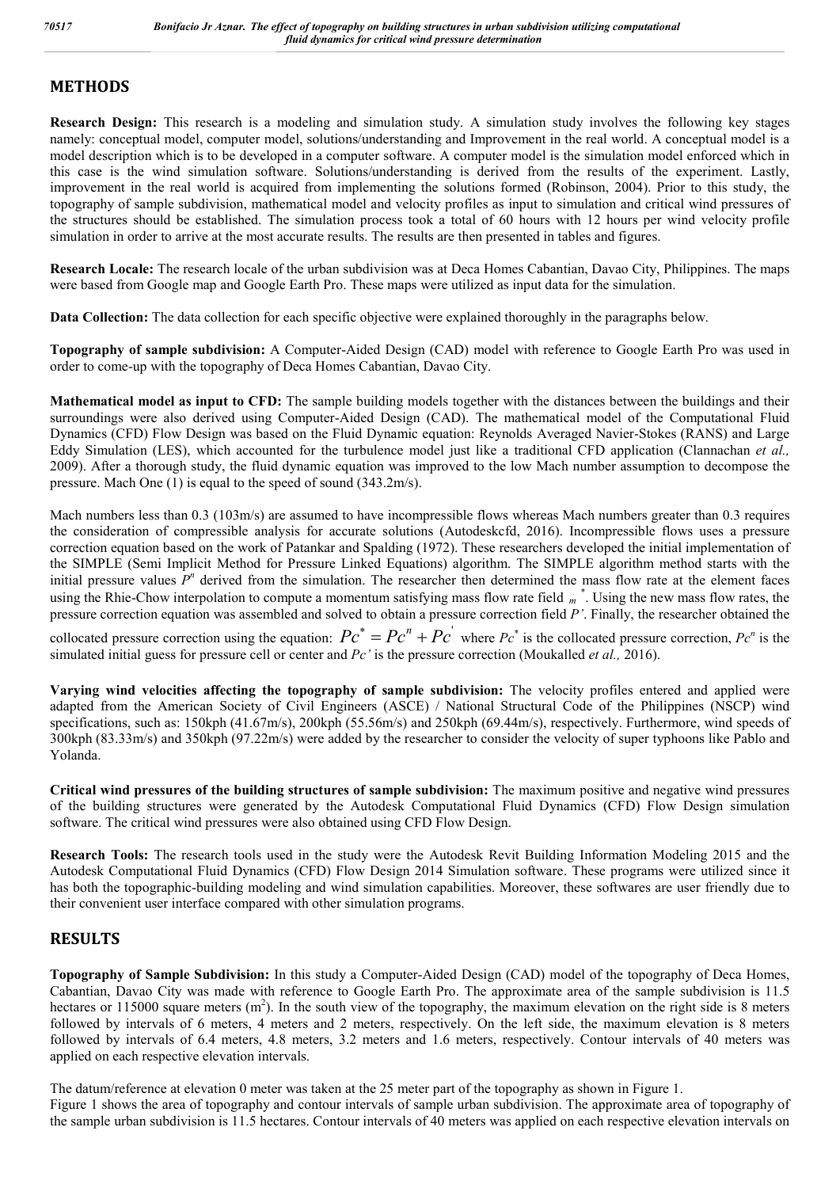## METHODS

**Research Design:** This research is a modeling and simulation study. A simulation study involves the following key stages namely: conceptual model, computer model, solutions/understanding and Improvement in the real world. A conceptual model is a model description which is to be developed in a computer software. A computer model is the simulation model enforced which in this case is the wind simulation software. Solutions/understanding is derived from the results of the experiment. Lastly, improvement in the real world is acquired from implementing the solutions formed (Robinson, 2004). Prior to this study, the topography of sample subdivision, mathematical model and velocity profiles as input to simulation and critical wind pressures of the structures should be established. The simulation process took a total of 60 hours with 12 hours per wind velocity profile simulation in order to arrive at the most accurate results. The results are then presented in tables and figures.

**Research Locale:** The research locale of the urban subdivision was at Deca Homes Cabantian, Davao City, Philippines. The maps were based from Google map and Google Earth Pro. These maps were utilized as input data for the simulation.

**Data Collection:** The data collection for each specific objective were explained thoroughly in the paragraphs below.

**Topography of sample subdivision:** A Computer-Aided Design (CAD) model with reference to Google Earth Pro was used in order to come-up with the topography of Deca Homes Cabantian, Davao City.

**Mathematical model as input to CFD:** The sample building models together with the distances between the buildings and their surroundings were also derived using Computer-Aided Design (CAD). The mathematical model of the Computational Fluid Dynamics (CFD) Flow Design was based on the Fluid Dynamic equation: Reynolds Averaged Navier-Stokes (RANS) and Large Eddy Simulation (LES), which accounted for the turbulence model just like a traditional CFD application (Clannachan *et al.,* 2009). After a thorough study, the fluid dynamic equation was improved to the low Mach number assumption to decompose the pressure. Mach One (1) is equal to the speed of sound (343.2m/s).

Mach numbers less than 0.3 (103m/s) are assumed to have incompressible flows whereas Mach numbers greater than 0.3 requires the consideration of compressible analysis for accurate solutions (Autodeskcfd, 2016). Incompressible flows uses a pressure correction equation based on the work of Patankar and Spalding (1972). These researchers developed the initial implementation of the SIMPLE (Semi Implicit Method for Pressure Linked Equations) algorithm. The SIMPLE algorithm method starts with the initial pressure values $P^n$ derived from the simulation. The researcher then determined the mass flow rate at the element faces using the Rhie-Chow interpolation to compute a momentum satisfying mass flow rate field $\dot{m}^*$. Using the new mass flow rates, the pressure correction equation was assembled and solved to obtain a pressure correction field $P'$. Finally, the researcher obtained the collocated pressure correction using the equation: $Pc^* = Pc^n + Pc'$ where $Pc^*$ is the collocated pressure correction, $Pc^n$ is the simulated initial guess for pressure cell or center and $Pc'$ is the pressure correction (Moukalled *et al.,* 2016).

**Varying wind velocities affecting the topography of sample subdivision:** The velocity profiles entered and applied were adapted from the American Society of Civil Engineers (ASCE) / National Structural Code of the Philippines (NSCP) wind specifications, such as: 150kph (41.67m/s), 200kph (55.56m/s) and 250kph (69.44m/s), respectively. Furthermore, wind speeds of 300kph (83.33m/s) and 350kph (97.22m/s) were added by the researcher to consider the velocity of super typhoons like Pablo and Yolanda.

**Critical wind pressures of the building structures of sample subdivision:** The maximum positive and negative wind pressures of the building structures were generated by the Autodesk Computational Fluid Dynamics (CFD) Flow Design simulation software. The critical wind pressures were also obtained using CFD Flow Design.

**Research Tools:** The research tools used in the study were the Autodesk Revit Building Information Modeling 2015 and the Autodesk Computational Fluid Dynamics (CFD) Flow Design 2014 Simulation software. These programs were utilized since it has both the topographic-building modeling and wind simulation capabilities. Moreover, these softwares are user friendly due to their convenient user interface compared with other simulation programs.

## RESULTS

**Topography of Sample Subdivision:** In this study a Computer-Aided Design (CAD) model of the topography of Deca Homes, Cabantian, Davao City was made with reference to Google Earth Pro. The approximate area of the sample subdivision is 11.5 hectares or 115000 square meters ($m^2$). In the south view of the topography, the maximum elevation on the right side is 8 meters followed by intervals of 6 meters, 4 meters and 2 meters, respectively. On the left side, the maximum elevation is 8 meters followed by intervals of 6.4 meters, 4.8 meters, 3.2 meters and 1.6 meters, respectively. Contour intervals of 40 meters was applied on each respective elevation intervals.

The datum/reference at elevation 0 meter was taken at the 25 meter part of the topography as shown in Figure 1.
Figure 1 shows the area of topography and contour intervals of sample urban subdivision. The approximate area of topography of the sample urban subdivision is 11.5 hectares. Contour intervals of 40 meters was applied on each respective elevation intervals on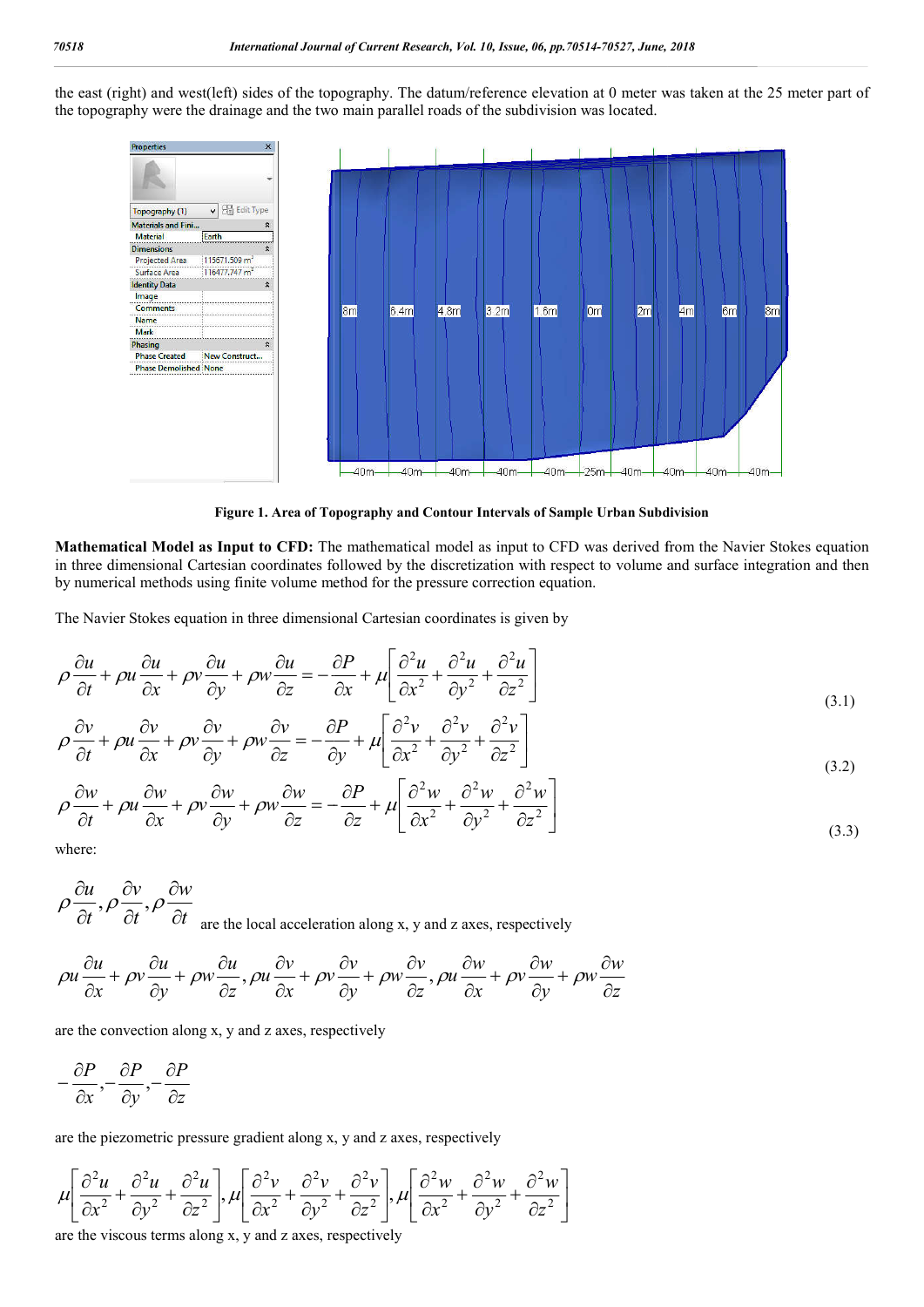the east (right) and west(left) sides of the topography. The datum/reference elevation at 0 meter was taken at the 25 meter part of the topography were the drainage and the two main parallel roads of the subdivision was located.

**Figure 1. Area of Topography and Contour Intervals of Sample Urban Subdivision**

**Mathematical Model as Input to CFD:** The mathematical model as input to CFD was derived from the Navier Stokes equation in three dimensional Cartesian coordinates followed by the discretization with respect to volume and surface integration and then by numerical methods using finite volume method for the pressure correction equation.

The Navier Stokes equation in three dimensional Cartesian coordinates is given by

$$\rho\frac{\partial u}{\partial t}+\rho u\frac{\partial u}{\partial x}+\rho v\frac{\partial u}{\partial y}+\rho w\frac{\partial u}{\partial z}=-\frac{\partial P}{\partial x}+\mu\left[\frac{\partial^2 u}{\partial x^2}+\frac{\partial^2 u}{\partial y^2}+\frac{\partial^2 u}{\partial z^2}\right] \tag{3.1}$$

$$\rho\frac{\partial v}{\partial t}+\rho u\frac{\partial v}{\partial x}+\rho v\frac{\partial v}{\partial y}+\rho w\frac{\partial v}{\partial z}=-\frac{\partial P}{\partial y}+\mu\left[\frac{\partial^2 v}{\partial x^2}+\frac{\partial^2 v}{\partial y^2}+\frac{\partial^2 v}{\partial z^2}\right] \tag{3.2}$$

$$\rho\frac{\partial w}{\partial t}+\rho u\frac{\partial w}{\partial x}+\rho v\frac{\partial w}{\partial y}+\rho w\frac{\partial w}{\partial z}=-\frac{\partial P}{\partial z}+\mu\left[\frac{\partial^2 w}{\partial x^2}+\frac{\partial^2 w}{\partial y^2}+\frac{\partial^2 w}{\partial z^2}\right] \tag{3.3}$$

where:

$\rho\frac{\partial u}{\partial t},\rho\frac{\partial v}{\partial t},\rho\frac{\partial w}{\partial t}$ are the local acceleration along x, y and z axes, respectively

$\rho u\frac{\partial u}{\partial x}+\rho v\frac{\partial u}{\partial y}+\rho w\frac{\partial u}{\partial z},\rho u\frac{\partial v}{\partial x}+\rho v\frac{\partial v}{\partial y}+\rho w\frac{\partial v}{\partial z},\rho u\frac{\partial w}{\partial x}+\rho v\frac{\partial w}{\partial y}+\rho w\frac{\partial w}{\partial z}$

are the convection along x, y and z axes, respectively

$-\frac{\partial P}{\partial x},-\frac{\partial P}{\partial y},-\frac{\partial P}{\partial z}$

are the piezometric pressure gradient along x, y and z axes, respectively

$\mu\left[\frac{\partial^2 u}{\partial x^2}+\frac{\partial^2 u}{\partial y^2}+\frac{\partial^2 u}{\partial z^2}\right],\mu\left[\frac{\partial^2 v}{\partial x^2}+\frac{\partial^2 v}{\partial y^2}+\frac{\partial^2 v}{\partial z^2}\right],\mu\left[\frac{\partial^2 w}{\partial x^2}+\frac{\partial^2 w}{\partial y^2}+\frac{\partial^2 w}{\partial z^2}\right]$

are the viscous terms along x, y and z axes, respectively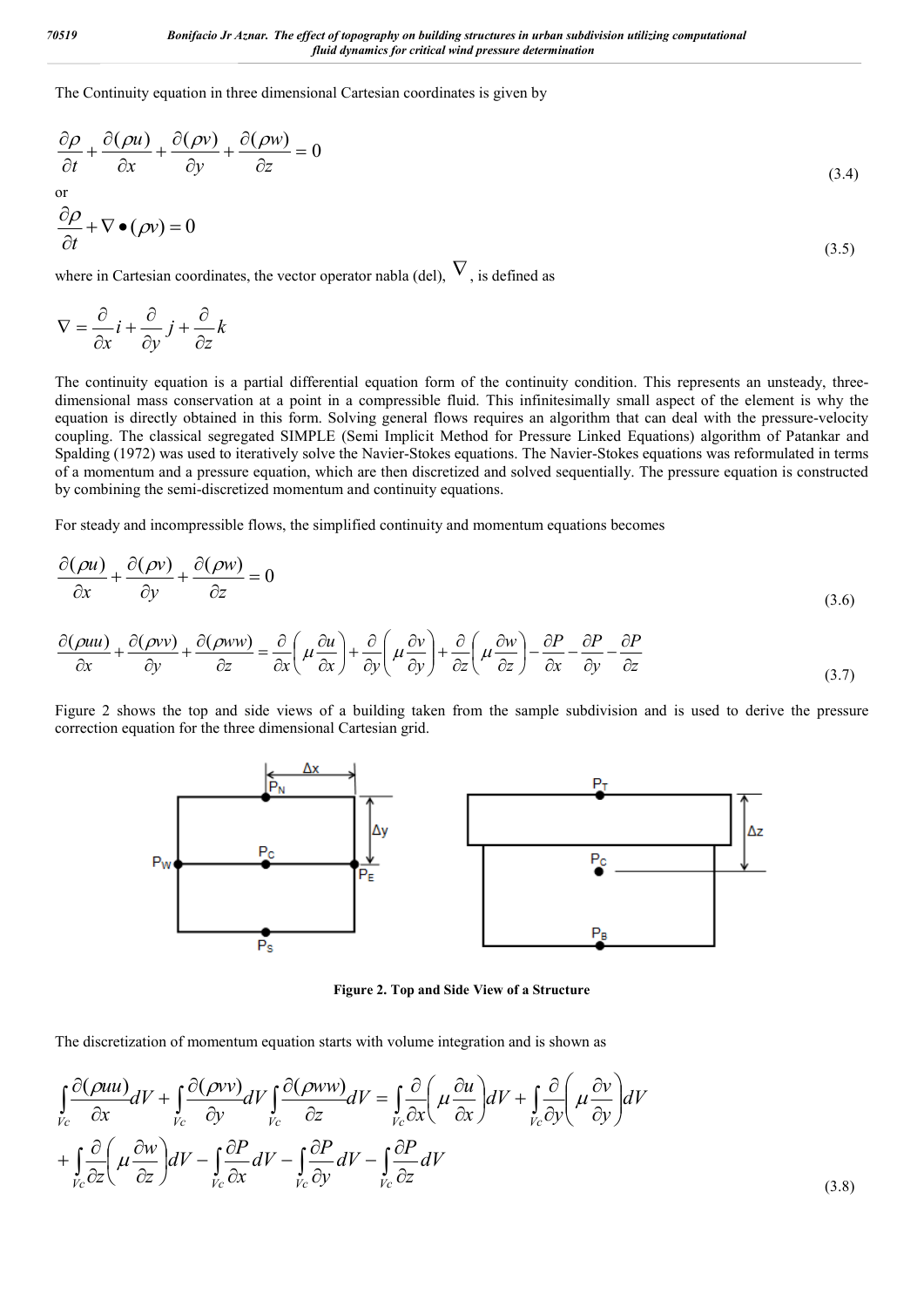The Continuity equation in three dimensional Cartesian coordinates is given by

$$\frac{\partial \rho}{\partial t} + \frac{\partial(\rho u)}{\partial x} + \frac{\partial(\rho v)}{\partial y} + \frac{\partial(\rho w)}{\partial z} = 0 \tag{3.4}$$

or

$$\frac{\partial \rho}{\partial t} + \nabla \bullet (\rho v) = 0 \tag{3.5}$$

where in Cartesian coordinates, the vector operator nabla (del), $\nabla$, is defined as

$$\nabla = \frac{\partial}{\partial x} i + \frac{\partial}{\partial y} j + \frac{\partial}{\partial z} k$$

The continuity equation is a partial differential equation form of the continuity condition. This represents an unsteady, three-dimensional mass conservation at a point in a compressible fluid. This infinitesimally small aspect of the element is why the equation is directly obtained in this form. Solving general flows requires an algorithm that can deal with the pressure-velocity coupling. The classical segregated SIMPLE (Semi Implicit Method for Pressure Linked Equations) algorithm of Patankar and Spalding (1972) was used to iteratively solve the Navier-Stokes equations. The Navier-Stokes equations was reformulated in terms of a momentum and a pressure equation, which are then discretized and solved sequentially. The pressure equation is constructed by combining the semi-discretized momentum and continuity equations.

For steady and incompressible flows, the simplified continuity and momentum equations becomes

$$\frac{\partial(\rho u)}{\partial x} + \frac{\partial(\rho v)}{\partial y} + \frac{\partial(\rho w)}{\partial z} = 0 \tag{3.6}$$

$$\frac{\partial(\rho uu)}{\partial x} + \frac{\partial(\rho vv)}{\partial y} + \frac{\partial(\rho ww)}{\partial z} = \frac{\partial}{\partial x}\left(\mu \frac{\partial u}{\partial x}\right) + \frac{\partial}{\partial y}\left(\mu \frac{\partial v}{\partial y}\right) + \frac{\partial}{\partial z}\left(\mu \frac{\partial w}{\partial z}\right) - \frac{\partial P}{\partial x} - \frac{\partial P}{\partial y} - \frac{\partial P}{\partial z} \tag{3.7}$$

Figure 2 shows the top and side views of a building taken from the sample subdivision and is used to derive the pressure correction equation for the three dimensional Cartesian grid.

**Figure 2. Top and Side View of a Structure**

The discretization of momentum equation starts with volume integration and is shown as

$$\int_{Vc} \frac{\partial(\rho uu)}{\partial x} dV + \int_{Vc} \frac{\partial(\rho vv)}{\partial y} dV \int_{Vc} \frac{\partial(\rho ww)}{\partial z} dV = \int_{Vc} \frac{\partial}{\partial x}\left(\mu \frac{\partial u}{\partial x}\right) dV + \int_{Vc} \frac{\partial}{\partial y}\left(\mu \frac{\partial v}{\partial y}\right) dV$$

$$+ \int_{Vc} \frac{\partial}{\partial z}\left(\mu \frac{\partial w}{\partial z}\right) dV - \int_{Vc} \frac{\partial P}{\partial x} dV - \int_{Vc} \frac{\partial P}{\partial y} dV - \int_{Vc} \frac{\partial P}{\partial z} dV \tag{3.8}$$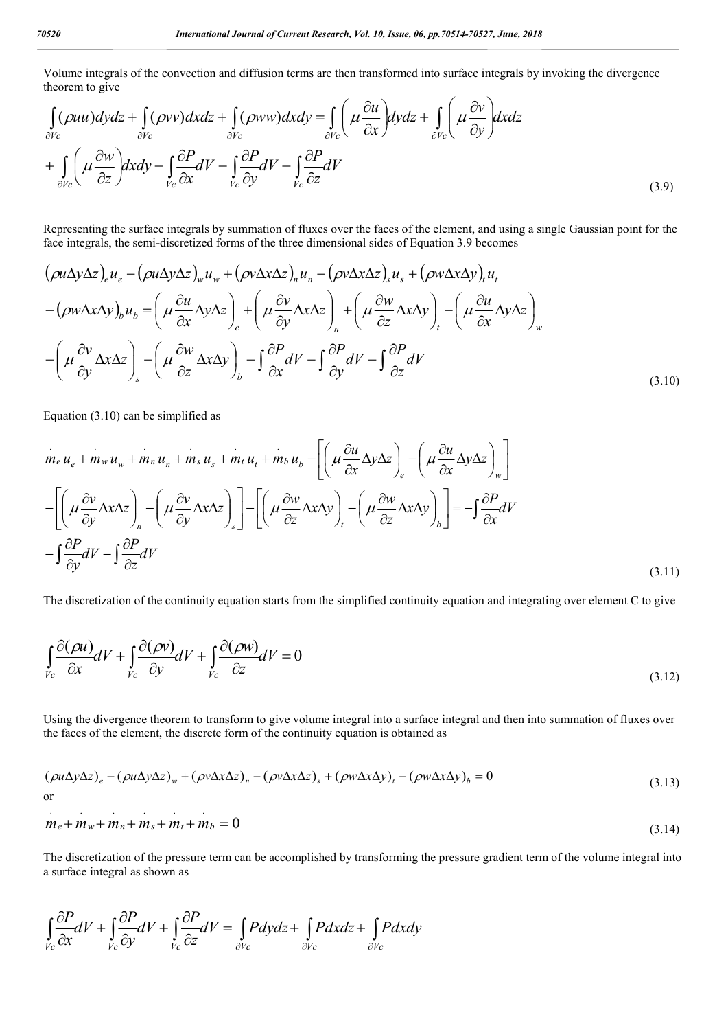Volume integrals of the convection and diffusion terms are then transformed into surface integrals by invoking the divergence theorem to give

$$\int_{\partial Vc}(\rho uu)dydz+\int_{\partial Vc}(\rho vv)dxdz+\int_{\partial Vc}(\rho ww)dxdy=\int_{\partial Vc}\left(\mu\frac{\partial u}{\partial x}\right)dydz+\int_{\partial Vc}\left(\mu\frac{\partial v}{\partial y}\right)dxdz$$
$$+\int_{\partial Vc}\left(\mu\frac{\partial w}{\partial z}\right)dxdy-\int_{Vc}\frac{\partial P}{\partial x}dV-\int_{Vc}\frac{\partial P}{\partial y}dV-\int_{Vc}\frac{\partial P}{\partial z}dV \tag{3.9}$$

Representing the surface integrals by summation of fluxes over the faces of the element, and using a single Gaussian point for the face integrals, the semi-discretized forms of the three dimensional sides of Equation 3.9 becomes

$$\left(\rho u\Delta y\Delta z\right)_e u_e-\left(\rho u\Delta y\Delta z\right)_w u_w+\left(\rho v\Delta x\Delta z\right)_n u_n-\left(\rho v\Delta x\Delta z\right)_s u_s+\left(\rho w\Delta x\Delta y\right)_t u_t$$
$$-\left(\rho w\Delta x\Delta y\right)_b u_b=\left(\mu\frac{\partial u}{\partial x}\Delta y\Delta z\right)_e+\left(\mu\frac{\partial v}{\partial y}\Delta x\Delta z\right)_n+\left(\mu\frac{\partial w}{\partial z}\Delta x\Delta y\right)_t-\left(\mu\frac{\partial u}{\partial x}\Delta y\Delta z\right)_w$$
$$-\left(\mu\frac{\partial v}{\partial y}\Delta x\Delta z\right)_s-\left(\mu\frac{\partial w}{\partial z}\Delta x\Delta y\right)_b-\int\frac{\partial P}{\partial x}dV-\int\frac{\partial P}{\partial y}dV-\int\frac{\partial P}{\partial z}dV \tag{3.10}$$

Equation (3.10) can be simplified as

$$\dot{m}_e u_e+\dot{m}_w u_w+\dot{m}_n u_n+\dot{m}_s u_s+\dot{m}_t u_t+\dot{m}_b u_b-\left[\left(\mu\frac{\partial u}{\partial x}\Delta y\Delta z\right)_e-\left(\mu\frac{\partial u}{\partial x}\Delta y\Delta z\right)_w\right]$$
$$-\left[\left(\mu\frac{\partial v}{\partial y}\Delta x\Delta z\right)_n-\left(\mu\frac{\partial v}{\partial y}\Delta x\Delta z\right)_s\right]-\left[\left(\mu\frac{\partial w}{\partial z}\Delta x\Delta y\right)_t-\left(\mu\frac{\partial w}{\partial z}\Delta x\Delta y\right)_b\right]=-\int\frac{\partial P}{\partial x}dV$$
$$-\int\frac{\partial P}{\partial y}dV-\int\frac{\partial P}{\partial z}dV \tag{3.11}$$

The discretization of the continuity equation starts from the simplified continuity equation and integrating over element C to give

$$\int_{Vc}\frac{\partial(\rho u)}{\partial x}dV+\int_{Vc}\frac{\partial(\rho v)}{\partial y}dV+\int_{Vc}\frac{\partial(\rho w)}{\partial z}dV=0 \tag{3.12}$$

Using the divergence theorem to transform to give volume integral into a surface integral and then into summation of fluxes over the faces of the element, the discrete form of the continuity equation is obtained as

$$(\rho u\Delta y\Delta z)_e-(\rho u\Delta y\Delta z)_w+(\rho v\Delta x\Delta z)_n-(\rho v\Delta x\Delta z)_s+(\rho w\Delta x\Delta y)_t-(\rho w\Delta x\Delta y)_b=0 \tag{3.13}$$

or

$$\dot{m}_e+\dot{m}_w+\dot{m}_n+\dot{m}_s+\dot{m}_t+\dot{m}_b=0 \tag{3.14}$$

The discretization of the pressure term can be accomplished by transforming the pressure gradient term of the volume integral into a surface integral as shown as

$$\int_{Vc}\frac{\partial P}{\partial x}dV+\int_{Vc}\frac{\partial P}{\partial y}dV+\int_{Vc}\frac{\partial P}{\partial z}dV=\int_{\partial Vc}Pdydz+\int_{\partial Vc}Pdxdz+\int_{\partial Vc}Pdxdy$$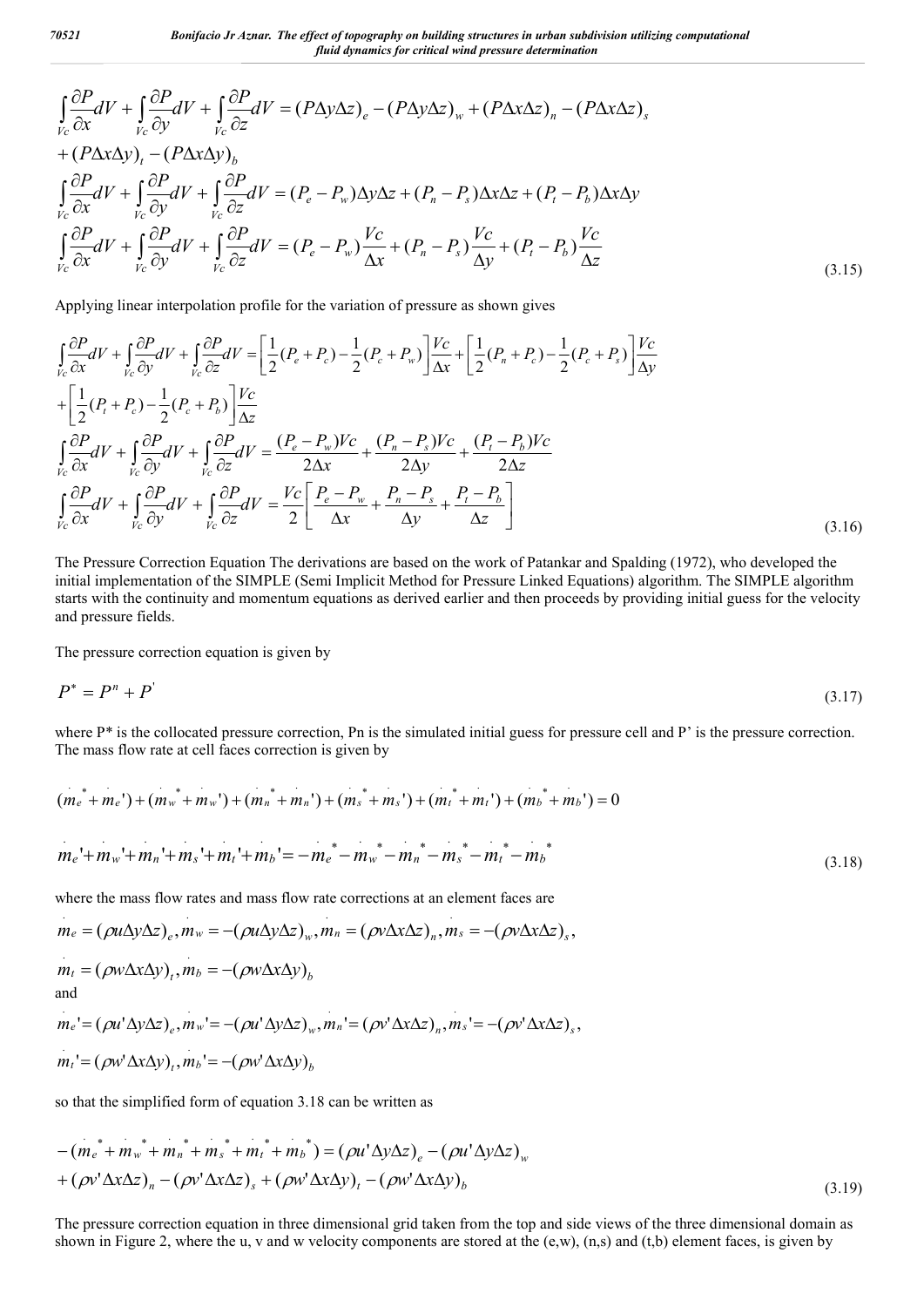$$
\int_{Vc}\frac{\partial P}{\partial x}dV+\int_{Vc}\frac{\partial P}{\partial y}dV+\int_{Vc}\frac{\partial P}{\partial z}dV=(P\Delta y\Delta z)_e-(P\Delta y\Delta z)_w+(P\Delta x\Delta z)_n-(P\Delta x\Delta z)_s
$$

$$
+(P\Delta x\Delta y)_t-(P\Delta x\Delta y)_b
$$

$$
\int_{Vc}\frac{\partial P}{\partial x}dV+\int_{Vc}\frac{\partial P}{\partial y}dV+\int_{Vc}\frac{\partial P}{\partial z}dV=(P_e-P_w)\Delta y\Delta z+(P_n-P_s)\Delta x\Delta z+(P_t-P_b)\Delta x\Delta y
$$

$$
\int_{Vc}\frac{\partial P}{\partial x}dV+\int_{Vc}\frac{\partial P}{\partial y}dV+\int_{Vc}\frac{\partial P}{\partial z}dV=(P_e-P_w)\frac{Vc}{\Delta x}+(P_n-P_s)\frac{Vc}{\Delta y}+(P_t-P_b)\frac{Vc}{\Delta z} \tag{3.15}
$$

Applying linear interpolation profile for the variation of pressure as shown gives

$$
\int_{Vc}\frac{\partial P}{\partial x}dV+\int_{Vc}\frac{\partial P}{\partial y}dV+\int_{Vc}\frac{\partial P}{\partial z}dV=\left[\frac{1}{2}(P_e+P_c)-\frac{1}{2}(P_c+P_w)\right]\frac{Vc}{\Delta x}+\left[\frac{1}{2}(P_n+P_c)-\frac{1}{2}(P_c+P_s)\right]\frac{Vc}{\Delta y}
$$

$$
+\left[\frac{1}{2}(P_t+P_c)-\frac{1}{2}(P_c+P_b)\right]\frac{Vc}{\Delta z}
$$

$$
\int_{Vc}\frac{\partial P}{\partial x}dV+\int_{Vc}\frac{\partial P}{\partial y}dV+\int_{Vc}\frac{\partial P}{\partial z}dV=\frac{(P_e-P_w)Vc}{2\Delta x}+\frac{(P_n-P_s)Vc}{2\Delta y}+\frac{(P_t-P_b)Vc}{2\Delta z}
$$

$$
\int_{Vc}\frac{\partial P}{\partial x}dV+\int_{Vc}\frac{\partial P}{\partial y}dV+\int_{Vc}\frac{\partial P}{\partial z}dV=\frac{Vc}{2}\left[\frac{P_e-P_w}{\Delta x}+\frac{P_n-P_s}{\Delta y}+\frac{P_t-P_b}{\Delta z}\right] \tag{3.16}
$$

The Pressure Correction Equation The derivations are based on the work of Patankar and Spalding (1972), who developed the initial implementation of the SIMPLE (Semi Implicit Method for Pressure Linked Equations) algorithm. The SIMPLE algorithm starts with the continuity and momentum equations as derived earlier and then proceeds by providing initial guess for the velocity and pressure fields.

The pressure correction equation is given by

$$
P^*=P^n+P' \tag{3.17}
$$

where P* is the collocated pressure correction, Pn is the simulated initial guess for pressure cell and P' is the pressure correction. The mass flow rate at cell faces correction is given by

$$
(\dot{m}_e^*+\dot{m}_e')+(\dot{m}_w^*+\dot{m}_w')+(\dot{m}_n^*+\dot{m}_n')+(\dot{m}_s^*+\dot{m}_s')+(\dot{m}_t^*+\dot{m}_t')+(\dot{m}_b^*+\dot{m}_b')=0
$$

$$
\dot{m}_e'+\dot{m}_w'+\dot{m}_n'+\dot{m}_s'+\dot{m}_t'+\dot{m}_b'=-\dot{m}_e^*-\dot{m}_w^*-\dot{m}_n^*-\dot{m}_s^*-\dot{m}_t^*-\dot{m}_b^* \tag{3.18}
$$

where the mass flow rates and mass flow rate corrections at an element faces are

$$
\dot{m}_e=(\rho u\Delta y\Delta z)_e,\ \dot{m}_w=-(\rho u\Delta y\Delta z)_w,\ \dot{m}_n=(\rho v\Delta x\Delta z)_n,\ \dot{m}_s=-(\rho v\Delta x\Delta z)_s,
$$

$$
\dot{m}_t=(\rho w\Delta x\Delta y)_t,\ \dot{m}_b=-(\rho w\Delta x\Delta y)_b
$$

and

$$
\dot{m}_e'=(\rho u'\Delta y\Delta z)_e,\ \dot{m}_w'=-(\rho u'\Delta y\Delta z)_w,\ \dot{m}_n'=(\rho v'\Delta x\Delta z)_n,\ \dot{m}_s'=-(\rho v'\Delta x\Delta z)_s,
$$

$$
\dot{m}_t'=(\rho w'\Delta x\Delta y)_t,\ \dot{m}_b'=-(\rho w'\Delta x\Delta y)_b
$$

so that the simplified form of equation 3.18 can be written as

$$
-(\dot{m}_e^*+\dot{m}_w^*+\dot{m}_n^*+\dot{m}_s^*+\dot{m}_t^*+\dot{m}_b^*)=(\rho u'\Delta y\Delta z)_e-(\rho u'\Delta y\Delta z)_w
$$

$$
+(\rho v'\Delta x\Delta z)_n-(\rho v'\Delta x\Delta z)_s+(\rho w'\Delta x\Delta y)_t-(\rho w'\Delta x\Delta y)_b \tag{3.19}
$$

The pressure correction equation in three dimensional grid taken from the top and side views of the three dimensional domain as shown in Figure 2, where the u, v and w velocity components are stored at the (e,w), (n,s) and (t,b) element faces, is given by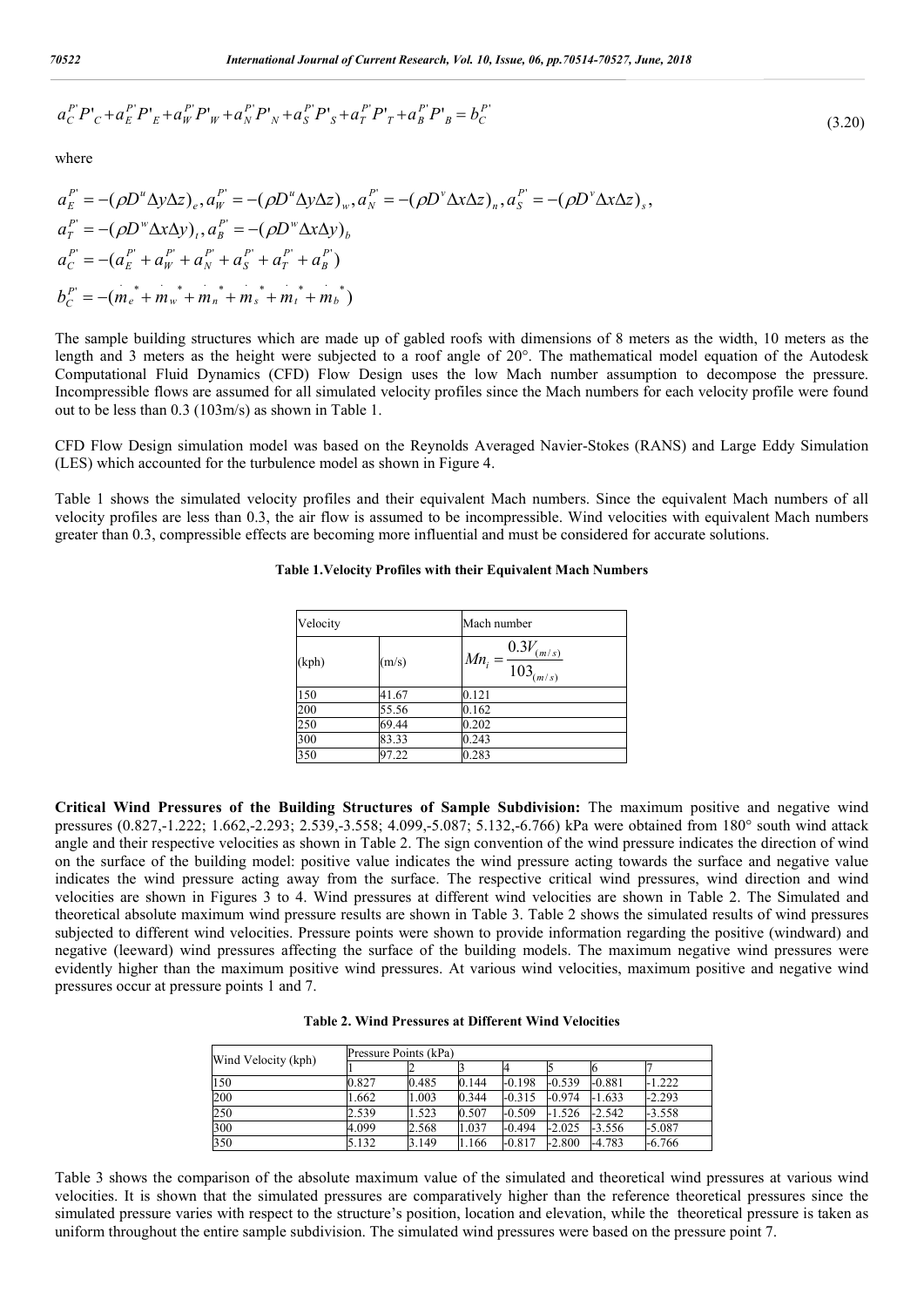$$a_C^{P'}P'_C + a_E^{P'}P'_E + a_W^{P'}P'_W + a_N^{P'}P'_N + a_S^{P'}P'_S + a_T^{P'}P'_T + a_B^{P'}P'_B = b_C^{P'} \tag{3.20}$$

where

$$a_E^{P'} = -(\rho D^u \Delta y \Delta z)_e, a_W^{P'} = -(\rho D^u \Delta y \Delta z)_w, a_N^{P'} = -(\rho D^v \Delta x \Delta z)_n, a_S^{P'} = -(\rho D^v \Delta x \Delta z)_s,$$

$$a_T^{P'} = -(\rho D^w \Delta x \Delta y)_t, a_B^{P'} = -(\rho D^w \Delta x \Delta y)_b$$

$$a_C^{P'} = -(a_E^{P'} + a_W^{P'} + a_N^{P'} + a_S^{P'} + a_T^{P'} + a_B^{P'})$$

$$b_C^{P'} = -(\dot{m}_e^* + \dot{m}_w^* + \dot{m}_n^* + \dot{m}_s^* + \dot{m}_t^* + \dot{m}_b^*)$$

The sample building structures which are made up of gabled roofs with dimensions of 8 meters as the width, 10 meters as the length and 3 meters as the height were subjected to a roof angle of 20°. The mathematical model equation of the Autodesk Computational Fluid Dynamics (CFD) Flow Design uses the low Mach number assumption to decompose the pressure. Incompressible flows are assumed for all simulated velocity profiles since the Mach numbers for each velocity profile were found out to be less than 0.3 (103m/s) as shown in Table 1.

CFD Flow Design simulation model was based on the Reynolds Averaged Navier-Stokes (RANS) and Large Eddy Simulation (LES) which accounted for the turbulence model as shown in Figure 4.

Table 1 shows the simulated velocity profiles and their equivalent Mach numbers. Since the equivalent Mach numbers of all velocity profiles are less than 0.3, the air flow is assumed to be incompressible. Wind velocities with equivalent Mach numbers greater than 0.3, compressible effects are becoming more influential and must be considered for accurate solutions.

**Table 1.Velocity Profiles with their Equivalent Mach Numbers**

| Velocity | | Mach number |
|---|---|---|
| (kph) | (m/s) | $Mn_i = \dfrac{0.3V_{(m/s)}}{103_{(m/s)}}$ |
| 150 | 41.67 | 0.121 |
| 200 | 55.56 | 0.162 |
| 250 | 69.44 | 0.202 |
| 300 | 83.33 | 0.243 |
| 350 | 97.22 | 0.283 |

**Critical Wind Pressures of the Building Structures of Sample Subdivision:** The maximum positive and negative wind pressures (0.827,-1.222; 1.662,-2.293; 2.539,-3.558; 4.099,-5.087; 5.132,-6.766) kPa were obtained from 180° south wind attack angle and their respective velocities as shown in Table 2. The sign convention of the wind pressure indicates the direction of wind on the surface of the building model: positive value indicates the wind pressure acting towards the surface and negative value indicates the wind pressure acting away from the surface. The respective critical wind pressures, wind direction and wind velocities are shown in Figures 3 to 4. Wind pressures at different wind velocities are shown in Table 2. The Simulated and theoretical absolute maximum wind pressure results are shown in Table 3. Table 2 shows the simulated results of wind pressures subjected to different wind velocities. Pressure points were shown to provide information regarding the positive (windward) and negative (leeward) wind pressures affecting the surface of the building models. The maximum negative wind pressures were evidently higher than the maximum positive wind pressures. At various wind velocities, maximum positive and negative wind pressures occur at pressure points 1 and 7.

**Table 2. Wind Pressures at Different Wind Velocities**

| Wind Velocity (kph) | Pressure Points (kPa) | | | | | | |
|---|---|---|---|---|---|---|---|
| | 1 | 2 | 3 | 4 | 5 | 6 | 7 |
| 150 | 0.827 | 0.485 | 0.144 | -0.198 | -0.539 | -0.881 | -1.222 |
| 200 | 1.662 | 1.003 | 0.344 | -0.315 | -0.974 | -1.633 | -2.293 |
| 250 | 2.539 | 1.523 | 0.507 | -0.509 | -1.526 | -2.542 | -3.558 |
| 300 | 4.099 | 2.568 | 1.037 | -0.494 | -2.025 | -3.556 | -5.087 |
| 350 | 5.132 | 3.149 | 1.166 | -0.817 | -2.800 | -4.783 | -6.766 |

Table 3 shows the comparison of the absolute maximum value of the simulated and theoretical wind pressures at various wind velocities. It is shown that the simulated pressures are comparatively higher than the reference theoretical pressures since the simulated pressure varies with respect to the structure's position, location and elevation, while the theoretical pressure is taken as uniform throughout the entire sample subdivision. The simulated wind pressures were based on the pressure point 7.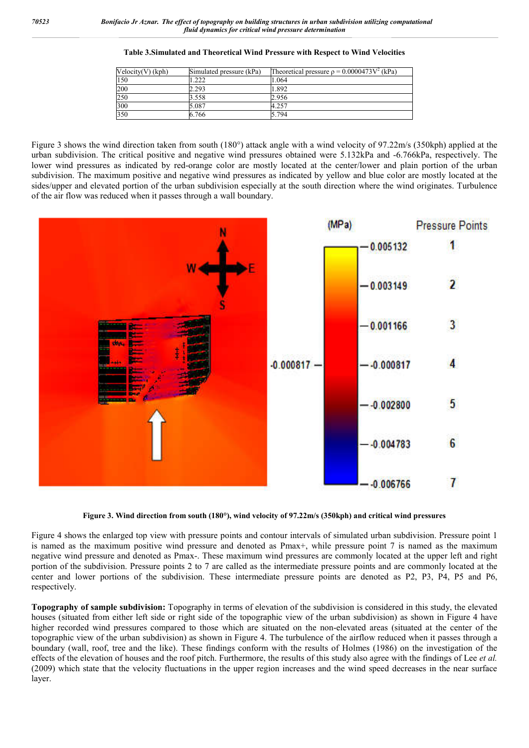**Table 3.Simulated and Theoretical Wind Pressure with Respect to Wind Velocities**

| Velocity(V) (kph) | Simulated pressure (kPa) | Theoretical pressure $\rho = 0.0000473V^2$ (kPa) |
|---|---|---|
| 150 | 1.222 | 1.064 |
| 200 | 2.293 | 1.892 |
| 250 | 3.558 | 2.956 |
| 300 | 5.087 | 4.257 |
| 350 | 6.766 | 5.794 |

Figure 3 shows the wind direction taken from south (180°) attack angle with a wind velocity of 97.22m/s (350kph) applied at the urban subdivision. The critical positive and negative wind pressures obtained were 5.132kPa and -6.766kPa, respectively. The lower wind pressures as indicated by red-orange color are mostly located at the center/lower and plain portion of the urban subdivision. The maximum positive and negative wind pressures as indicated by yellow and blue color are mostly located at the sides/upper and elevated portion of the urban subdivision especially at the south direction where the wind originates. Turbulence of the air flow was reduced when it passes through a wall boundary.

**Figure 3. Wind direction from south (180°), wind velocity of 97.22m/s (350kph) and critical wind pressures**

Figure 4 shows the enlarged top view with pressure points and contour intervals of simulated urban subdivision. Pressure point 1 is named as the maximum positive wind pressure and denoted as Pmax+, while pressure point 7 is named as the maximum negative wind pressure and denoted as Pmax-. These maximum wind pressures are commonly located at the upper left and right portion of the subdivision. Pressure points 2 to 7 are called as the intermediate pressure points and are commonly located at the center and lower portions of the subdivision. These intermediate pressure points are denoted as P2, P3, P4, P5 and P6, respectively.

**Topography of sample subdivision:** Topography in terms of elevation of the subdivision is considered in this study, the elevated houses (situated from either left side or right side of the topographic view of the urban subdivision) as shown in Figure 4 have higher recorded wind pressures compared to those which are situated on the non-elevated areas (situated at the center of the topographic view of the urban subdivision) as shown in Figure 4. The turbulence of the airflow reduced when it passes through a boundary (wall, roof, tree and the like). These findings conform with the results of Holmes (1986) on the investigation of the effects of the elevation of houses and the roof pitch. Furthermore, the results of this study also agree with the findings of Lee *et al.* (2009) which state that the velocity fluctuations in the upper region increases and the wind speed decreases in the near surface layer.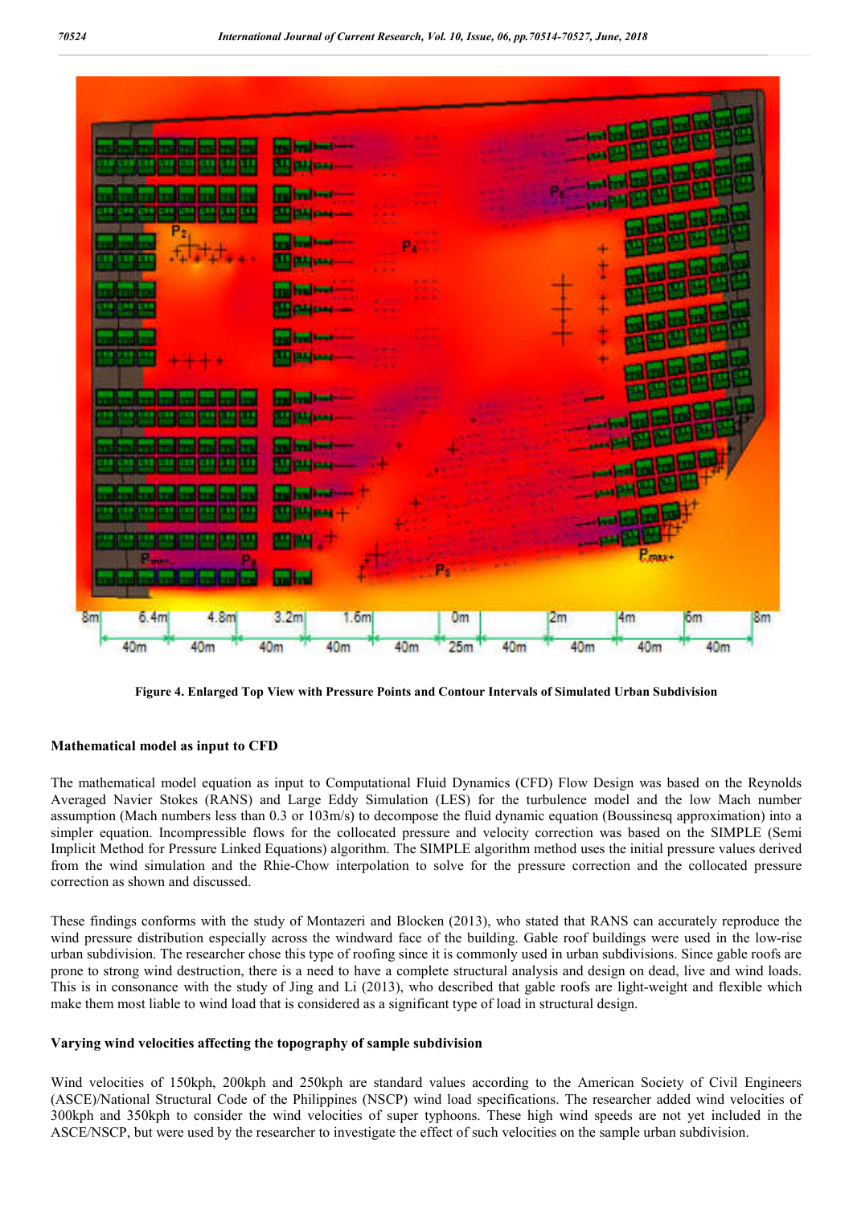**Figure 4. Enlarged Top View with Pressure Points and Contour Intervals of Simulated Urban Subdivision**

### Mathematical model as input to CFD

The mathematical model equation as input to Computational Fluid Dynamics (CFD) Flow Design was based on the Reynolds Averaged Navier Stokes (RANS) and Large Eddy Simulation (LES) for the turbulence model and the low Mach number assumption (Mach numbers less than 0.3 or 103m/s) to decompose the fluid dynamic equation (Boussinesq approximation) into a simpler equation. Incompressible flows for the collocated pressure and velocity correction was based on the SIMPLE (Semi Implicit Method for Pressure Linked Equations) algorithm. The SIMPLE algorithm method uses the initial pressure values derived from the wind simulation and the Rhie-Chow interpolation to solve for the pressure correction and the collocated pressure correction as shown and discussed.

These findings conforms with the study of Montazeri and Blocken (2013), who stated that RANS can accurately reproduce the wind pressure distribution especially across the windward face of the building. Gable roof buildings were used in the low-rise urban subdivision. The researcher chose this type of roofing since it is commonly used in urban subdivisions. Since gable roofs are prone to strong wind destruction, there is a need to have a complete structural analysis and design on dead, live and wind loads. This is in consonance with the study of Jing and Li (2013), who described that gable roofs are light-weight and flexible which make them most liable to wind load that is considered as a significant type of load in structural design.

### Varying wind velocities affecting the topography of sample subdivision

Wind velocities of 150kph, 200kph and 250kph are standard values according to the American Society of Civil Engineers (ASCE)/National Structural Code of the Philippines (NSCP) wind load specifications. The researcher added wind velocities of 300kph and 350kph to consider the wind velocities of super typhoons. These high wind speeds are not yet included in the ASCE/NSCP, but were used by the researcher to investigate the effect of such velocities on the sample urban subdivision.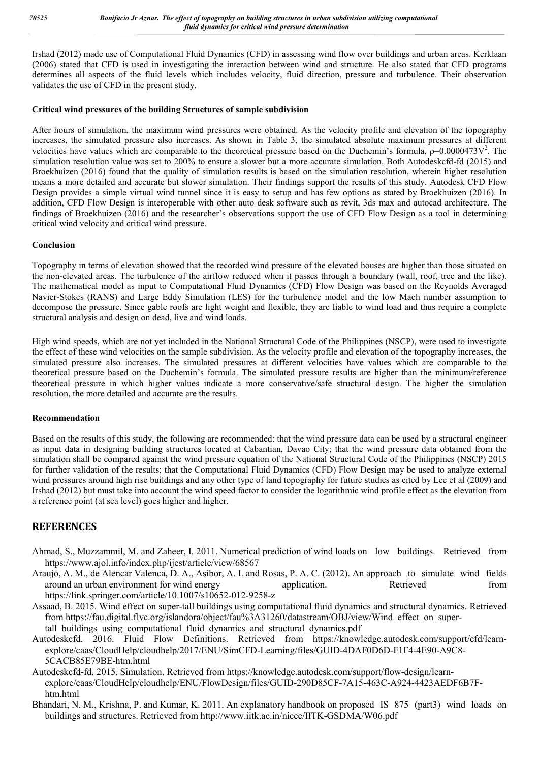Irshad (2012) made use of Computational Fluid Dynamics (CFD) in assessing wind flow over buildings and urban areas. Kerklaan (2006) stated that CFD is used in investigating the interaction between wind and structure. He also stated that CFD programs determines all aspects of the fluid levels which includes velocity, fluid direction, pressure and turbulence. Their observation validates the use of CFD in the present study.

**Critical wind pressures of the building Structures of sample subdivision**

After hours of simulation, the maximum wind pressures were obtained. As the velocity profile and elevation of the topography increases, the simulated pressure also increases. As shown in Table 3, the simulated absolute maximum pressures at different velocities have values which are comparable to the theoretical pressure based on the Duchemin's formula, $\rho=0.0000473V^2$. The simulation resolution value was set to 200% to ensure a slower but a more accurate simulation. Both Autodeskcfd-fd (2015) and Broekhuizen (2016) found that the quality of simulation results is based on the simulation resolution, wherein higher resolution means a more detailed and accurate but slower simulation. Their findings support the results of this study. Autodesk CFD Flow Design provides a simple virtual wind tunnel since it is easy to setup and has few options as stated by Broekhuizen (2016). In addition, CFD Flow Design is interoperable with other auto desk software such as revit, 3ds max and autocad architecture. The findings of Broekhuizen (2016) and the researcher's observations support the use of CFD Flow Design as a tool in determining critical wind velocity and critical wind pressure.

**Conclusion**

Topography in terms of elevation showed that the recorded wind pressure of the elevated houses are higher than those situated on the non-elevated areas. The turbulence of the airflow reduced when it passes through a boundary (wall, roof, tree and the like). The mathematical model as input to Computational Fluid Dynamics (CFD) Flow Design was based on the Reynolds Averaged Navier-Stokes (RANS) and Large Eddy Simulation (LES) for the turbulence model and the low Mach number assumption to decompose the pressure. Since gable roofs are light weight and flexible, they are liable to wind load and thus require a complete structural analysis and design on dead, live and wind loads.

High wind speeds, which are not yet included in the National Structural Code of the Philippines (NSCP), were used to investigate the effect of these wind velocities on the sample subdivision. As the velocity profile and elevation of the topography increases, the simulated pressure also increases. The simulated pressures at different velocities have values which are comparable to the theoretical pressure based on the Duchemin's formula. The simulated pressure results are higher than the minimum/reference theoretical pressure in which higher values indicate a more conservative/safe structural design. The higher the simulation resolution, the more detailed and accurate are the results.

**Recommendation**

Based on the results of this study, the following are recommended: that the wind pressure data can be used by a structural engineer as input data in designing building structures located at Cabantian, Davao City; that the wind pressure data obtained from the simulation shall be compared against the wind pressure equation of the National Structural Code of the Philippines (NSCP) 2015 for further validation of the results; that the Computational Fluid Dynamics (CFD) Flow Design may be used to analyze external wind pressures around high rise buildings and any other type of land topography for future studies as cited by Lee et al (2009) and Irshad (2012) but must take into account the wind speed factor to consider the logarithmic wind profile effect as the elevation from a reference point (at sea level) goes higher and higher.

## REFERENCES

Ahmad, S., Muzzammil, M. and Zaheer, I. 2011. Numerical prediction of wind loads on low buildings. Retrieved from https://www.ajol.info/index.php/ijest/article/view/68567

Araujo, A. M., de Alencar Valenca, D. A., Asibor, A. I. and Rosas, P. A. C. (2012). An approach to simulate wind fields around an urban environment for wind energy application. Retrieved from https://link.springer.com/article/10.1007/s10652-012-9258-z

Assaad, B. 2015. Wind effect on super-tall buildings using computational fluid dynamics and structural dynamics. Retrieved from https://fau.digital.flvc.org/islandora/object/fau%3A31260/datastream/OBJ/view/Wind_effect_on_super-tall_buildings_using_computational_fluid_dynamics_and_structural_dynamics.pdf

Autodeskcfd. 2016. Fluid Flow Definitions. Retrieved from https://knowledge.autodesk.com/support/cfd/learn-explore/caas/CloudHelp/cloudhelp/2017/ENU/SimCFD-Learning/files/GUID-4DAF0D6D-F1F4-4E90-A9C8-5CACB85E79BE-htm.html

Autodeskcfd-fd. 2015. Simulation. Retrieved from https://knowledge.autodesk.com/support/flow-design/learn-explore/caas/CloudHelp/cloudhelp/ENU/FlowDesign/files/GUID-290D85CF-7A15-463C-A924-4423AEDF6B7F-htm.html

Bhandari, N. M., Krishna, P. and Kumar, K. 2011. An explanatory handbook on proposed IS 875 (part3) wind loads on buildings and structures. Retrieved from http://www.iitk.ac.in/nicee/IITK-GSDMA/W06.pdf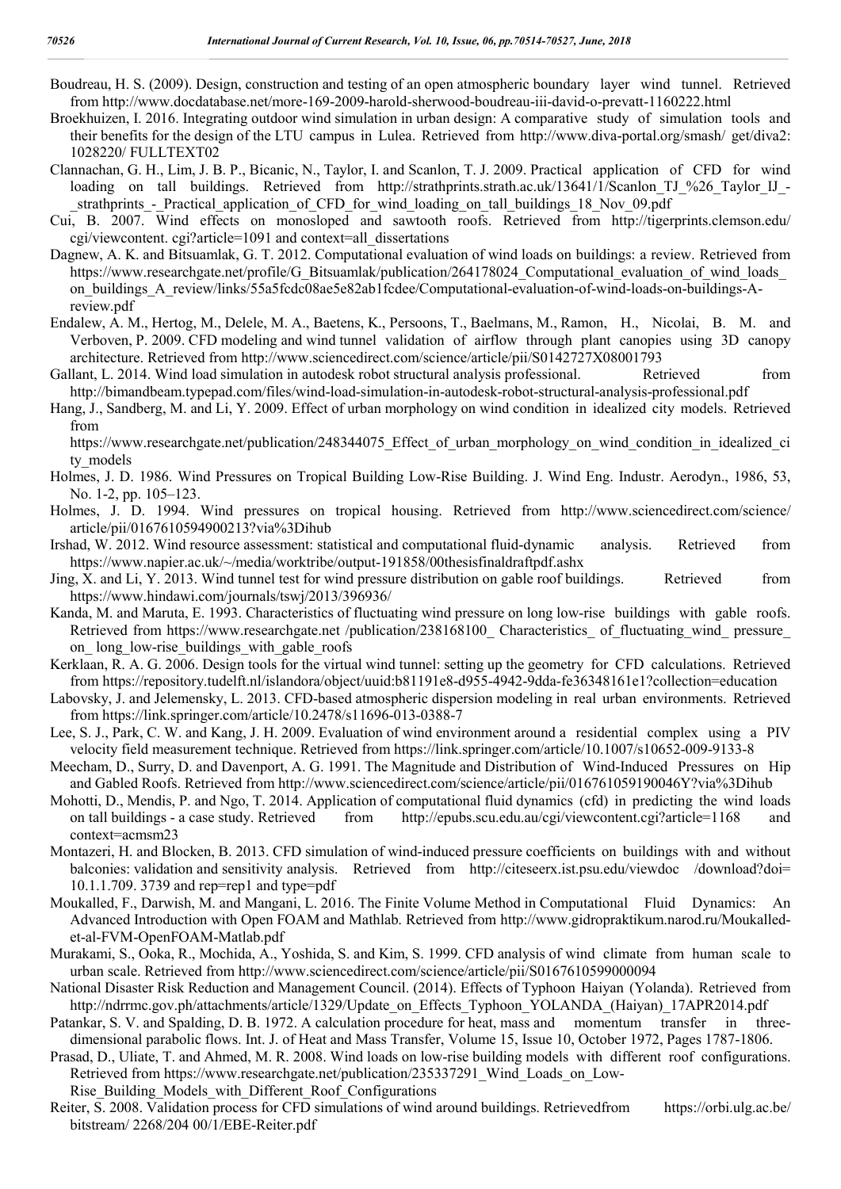Boudreau, H. S. (2009). Design, construction and testing of an open atmospheric boundary layer wind tunnel. Retrieved from http://www.docdatabase.net/more-169-2009-harold-sherwood-boudreau-iii-david-o-prevatt-1160222.html

Broekhuizen, I. 2016. Integrating outdoor wind simulation in urban design: A comparative study of simulation tools and their benefits for the design of the LTU campus in Lulea. Retrieved from http://www.diva-portal.org/smash/ get/diva2: 1028220/ FULLTEXT02

Clannachan, G. H., Lim, J. B. P., Bicanic, N., Taylor, I. and Scanlon, T. J. 2009. Practical application of CFD for wind loading on tall buildings. Retrieved from http://strathprints.strath.ac.uk/13641/1/Scanlon_TJ_%26_Taylor_IJ_-_strathprints_-_Practical_application_of_CFD_for_wind_loading_on_tall_buildings_18_Nov_09.pdf

Cui, B. 2007. Wind effects on monosloped and sawtooth roofs. Retrieved from http://tigerprints.clemson.edu/ cgi/viewcontent. cgi?article=1091 and context=all_dissertations

Dagnew, A. K. and Bitsuamlak, G. T. 2012. Computational evaluation of wind loads on buildings: a review. Retrieved from https://www.researchgate.net/profile/G_Bitsuamlak/publication/264178024_Computational_evaluation_of_wind_loads_on_buildings_A_review/links/55a5fcdc08ae5e82ab1fcdee/Computational-evaluation-of-wind-loads-on-buildings-A-review.pdf

Endalew, A. M., Hertog, M., Delele, M. A., Baetens, K., Persoons, T., Baelmans, M., Ramon, H., Nicolai, B. M. and Verboven, P. 2009. CFD modeling and wind tunnel validation of airflow through plant canopies using 3D canopy architecture. Retrieved from http://www.sciencedirect.com/science/article/pii/S0142727X08001793

Gallant, L. 2014. Wind load simulation in autodesk robot structural analysis professional. Retrieved from http://bimandbeam.typepad.com/files/wind-load-simulation-in-autodesk-robot-structural-analysis-professional.pdf

Hang, J., Sandberg, M. and Li, Y. 2009. Effect of urban morphology on wind condition in idealized city models. Retrieved from https://www.researchgate.net/publication/248344075_Effect_of_urban_morphology_on_wind_condition_in_idealized_city_models

Holmes, J. D. 1986. Wind Pressures on Tropical Building Low-Rise Building. J. Wind Eng. Industr. Aerodyn., 1986, 53, No. 1-2, pp. 105–123.

Holmes, J. D. 1994. Wind pressures on tropical housing. Retrieved from http://www.sciencedirect.com/science/ article/pii/0167610594900213?via%3Dihub

Irshad, W. 2012. Wind resource assessment: statistical and computational fluid-dynamic analysis. Retrieved from https://www.napier.ac.uk/~/media/worktribe/output-191858/00thesisfinaldraftpdf.ashx

Jing, X. and Li, Y. 2013. Wind tunnel test for wind pressure distribution on gable roof buildings. Retrieved from https://www.hindawi.com/journals/tswj/2013/396936/

Kanda, M. and Maruta, E. 1993. Characteristics of fluctuating wind pressure on long low-rise buildings with gable roofs. Retrieved from https://www.researchgate.net /publication/238168100_ Characteristics_ of_fluctuating_wind_ pressure_ on_ long_low-rise_buildings_with_gable_roofs

Kerklaan, R. A. G. 2006. Design tools for the virtual wind tunnel: setting up the geometry for CFD calculations. Retrieved from https://repository.tudelft.nl/islandora/object/uuid:b81191e8-d955-4942-9dda-fe36348161e1?collection=education

Labovsky, J. and Jelemensky, L. 2013. CFD-based atmospheric dispersion modeling in real urban environments. Retrieved from https://link.springer.com/article/10.2478/s11696-013-0388-7

Lee, S. J., Park, C. W. and Kang, J. H. 2009. Evaluation of wind environment around a residential complex using a PIV velocity field measurement technique. Retrieved from https://link.springer.com/article/10.1007/s10652-009-9133-8

Meecham, D., Surry, D. and Davenport, A. G. 1991. The Magnitude and Distribution of Wind-Induced Pressures on Hip and Gabled Roofs. Retrieved from http://www.sciencedirect.com/science/article/pii/016761059190046Y?via%3Dihub

Mohotti, D., Mendis, P. and Ngo, T. 2014. Application of computational fluid dynamics (cfd) in predicting the wind loads on tall buildings - a case study. Retrieved from http://epubs.scu.edu.au/cgi/viewcontent.cgi?article=1168 and context=acmsm23

Montazeri, H. and Blocken, B. 2013. CFD simulation of wind-induced pressure coefficients on buildings with and without balconies: validation and sensitivity analysis. Retrieved from http://citeseerx.ist.psu.edu/viewdoc /download?doi= 10.1.1.709. 3739 and rep=rep1 and type=pdf

Moukalled, F., Darwish, M. and Mangani, L. 2016. The Finite Volume Method in Computational Fluid Dynamics: An Advanced Introduction with Open FOAM and Mathlab. Retrieved from http://www.gidropraktikum.narod.ru/Moukalled-et-al-FVM-OpenFOAM-Matlab.pdf

Murakami, S., Ooka, R., Mochida, A., Yoshida, S. and Kim, S. 1999. CFD analysis of wind climate from human scale to urban scale. Retrieved from http://www.sciencedirect.com/science/article/pii/S0167610599000094

National Disaster Risk Reduction and Management Council. (2014). Effects of Typhoon Haiyan (Yolanda). Retrieved from http://ndrrmc.gov.ph/attachments/article/1329/Update_on_Effects_Typhoon_YOLANDA_(Haiyan)_17APR2014.pdf

Patankar, S. V. and Spalding, D. B. 1972. A calculation procedure for heat, mass and momentum transfer in three-dimensional parabolic flows. Int. J. of Heat and Mass Transfer, Volume 15, Issue 10, October 1972, Pages 1787-1806.

Prasad, D., Uliate, T. and Ahmed, M. R. 2008. Wind loads on low-rise building models with different roof configurations. Retrieved from https://www.researchgate.net/publication/235337291_Wind_Loads_on_Low-Rise_Building_Models_with_Different_Roof_Configurations

Reiter, S. 2008. Validation process for CFD simulations of wind around buildings. Retrievedfrom https://orbi.ulg.ac.be/ bitstream/ 2268/204 00/1/EBE-Reiter.pdf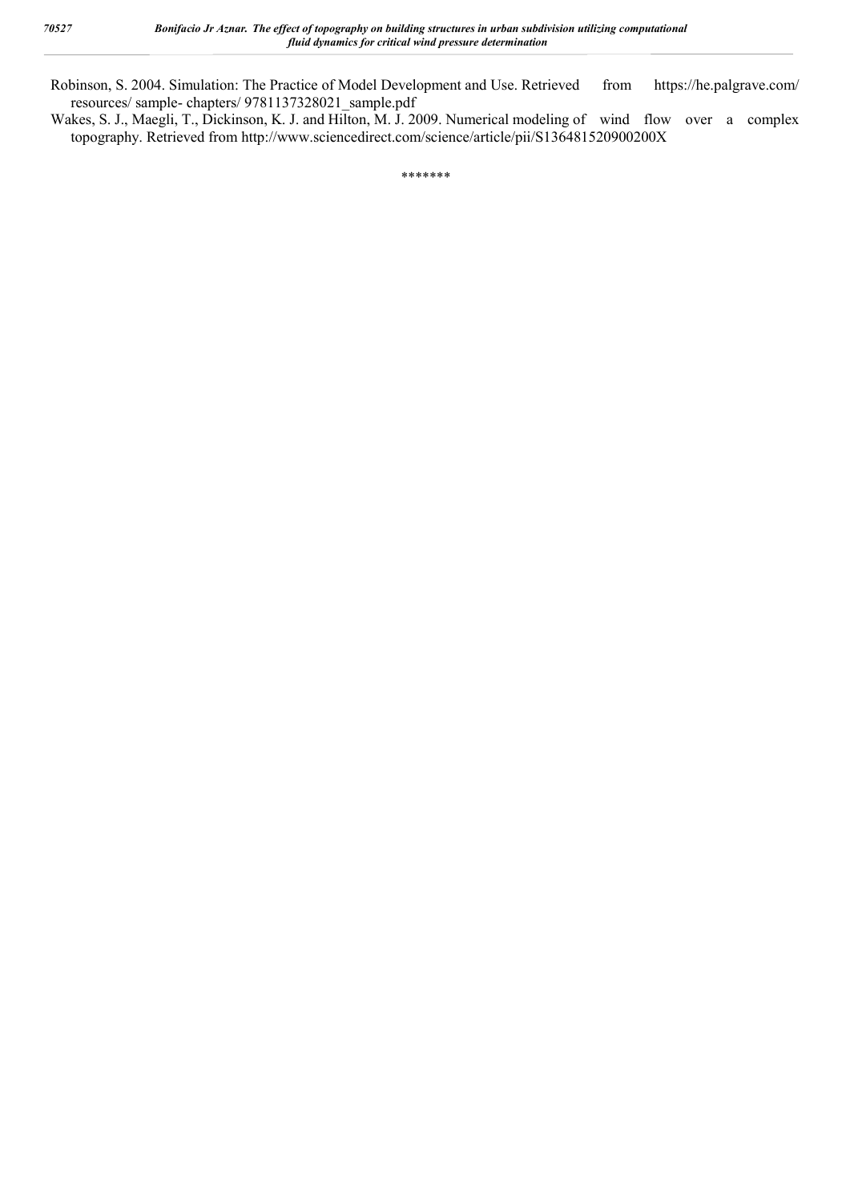Robinson, S. 2004. Simulation: The Practice of Model Development and Use. Retrieved from https://he.palgrave.com/ resources/ sample- chapters/ 9781137328021_sample.pdf

Wakes, S. J., Maegli, T., Dickinson, K. J. and Hilton, M. J. 2009. Numerical modeling of wind flow over a complex topography. Retrieved from http://www.sciencedirect.com/science/article/pii/S136481520900200X

*******